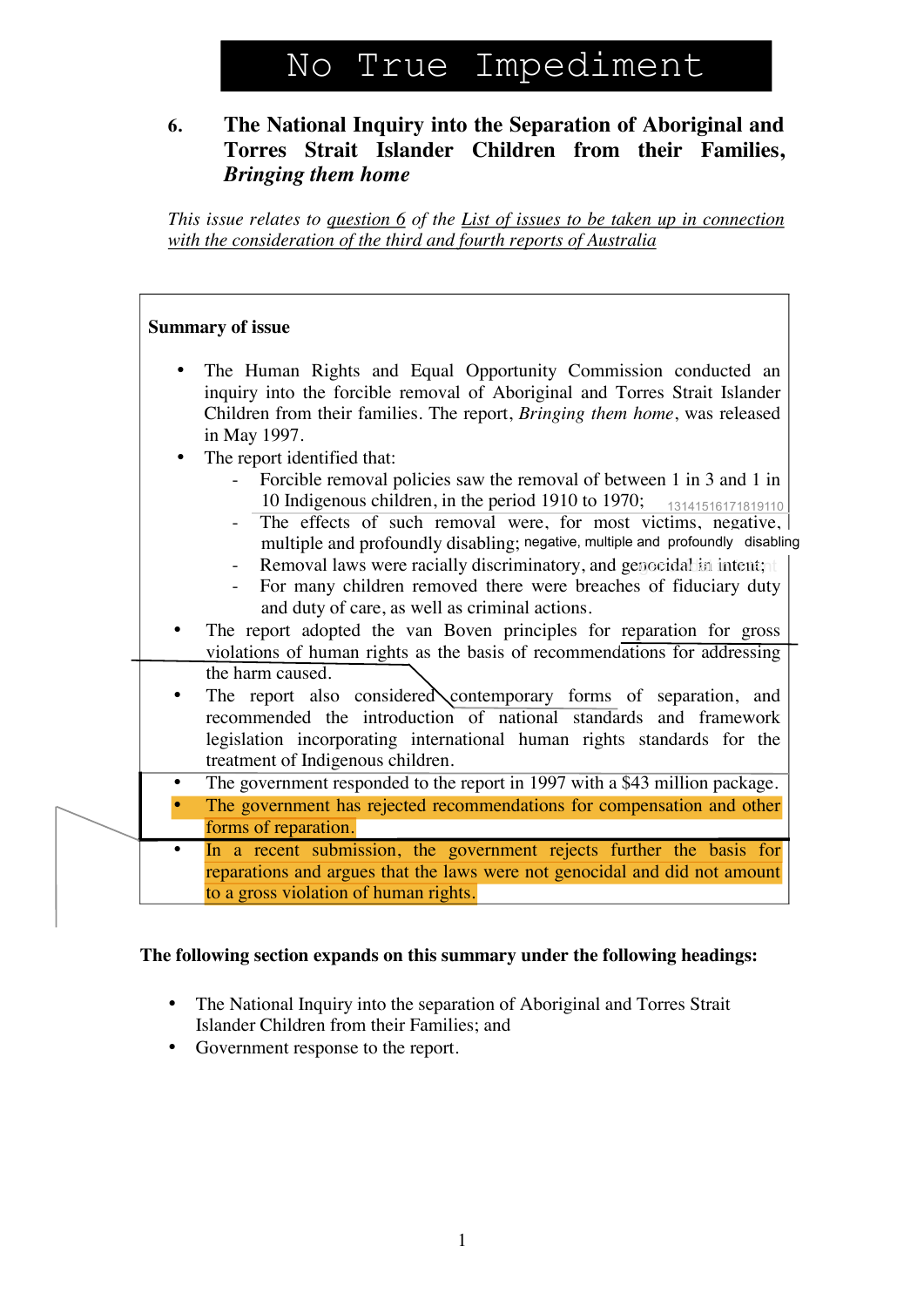# No True Impediment

## 6. The National Inquiry into the Separation of Aboriginal and Torres Strait Islander Children from their Families, *Bringing them home*

*This issue relates to question 6 of the List of issues to be taken up in connection with the consideration of the third and fourth reports of Australia*

**Summary of issue**

- The Human Rights and Equal Opportunity Commission conducted an inquiry into the forcible removal of Aboriginal and Torres Strait Islander Children from their families. The report, *Bringing them home*, was released in May 1997.
- The report identified that:
  - Forcible removal policies saw the removal of between 1 in 3 and 1 in 10 Indigenous children, in the period 1910 to 1970;
  - The effects of such removal were, for most victims, negative, multiple and profoundly disabling;
  - Removal laws were racially discriminatory, and genocidal in intent;
  - For many children removed there were breaches of fiduciary duty and duty of care, as well as criminal actions.
- The report adopted the van Boven principles for reparation for gross violations of human rights as the basis of recommendations for addressing the harm caused.
- The report also considered contemporary forms of separation, and recommended the introduction of national standards and framework legislation incorporating international human rights standards for the treatment of Indigenous children.
- The government responded to the report in 1997 with a $43 million package.
- The government has rejected recommendations for compensation and other forms of reparation.
- In a recent submission, the government rejects further the basis for reparations and argues that the laws were not genocidal and did not amount to a gross violation of human rights.

**The following section expands on this summary under the following headings:**

- The National Inquiry into the separation of Aboriginal and Torres Strait Islander Children from their Families; and
- Government response to the report.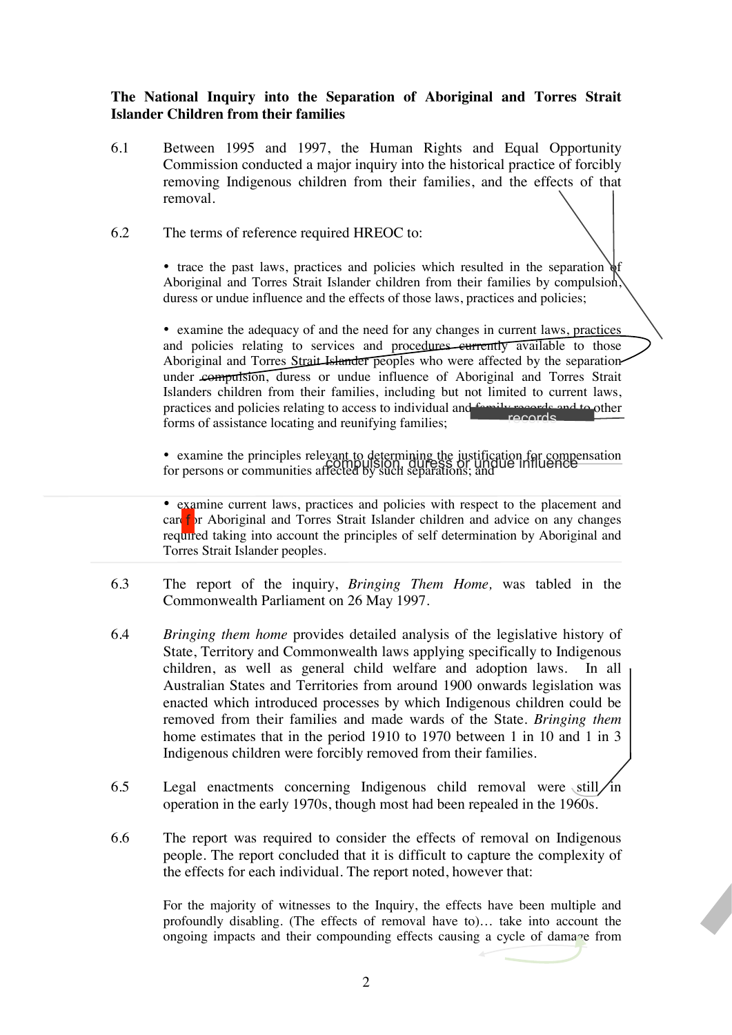**The National Inquiry into the Separation of Aboriginal and Torres Strait Islander Children from their families**

6.1 Between 1995 and 1997, the Human Rights and Equal Opportunity Commission conducted a major inquiry into the historical practice of forcibly removing Indigenous children from their families, and the effects of that removal.

6.2 The terms of reference required HREOC to:

- trace the past laws, practices and policies which resulted in the separation of Aboriginal and Torres Strait Islander children from their families by compulsion, duress or undue influence and the effects of those laws, practices and policies;

- examine the adequacy of and the need for any changes in current laws, practices and policies relating to services and procedures currently available to those Aboriginal and Torres Strait Islander peoples who were affected by the separation under compulsion, duress or undue influence of Aboriginal and Torres Strait Islanders children from their families, including but not limited to current laws, practices and policies relating to access to individual and family records and to other forms of assistance locating and reunifying families;

- examine the principles relevant to determining the justification for compensation for persons or communities affected by such separations; and

- examine current laws, practices and policies with respect to the placement and care for Aboriginal and Torres Strait Islander children and advice on any changes required taking into account the principles of self determination by Aboriginal and Torres Strait Islander peoples.

6.3 The report of the inquiry, *Bringing Them Home,* was tabled in the Commonwealth Parliament on 26 May 1997.

6.4 *Bringing them home* provides detailed analysis of the legislative history of State, Territory and Commonwealth laws applying specifically to Indigenous children, as well as general child welfare and adoption laws. In all Australian States and Territories from around 1900 onwards legislation was enacted which introduced processes by which Indigenous children could be removed from their families and made wards of the State. *Bringing them home* estimates that in the period 1910 to 1970 between 1 in 10 and 1 in 3 Indigenous children were forcibly removed from their families.

6.5 Legal enactments concerning Indigenous child removal were still in operation in the early 1970s, though most had been repealed in the 1960s.

6.6 The report was required to consider the effects of removal on Indigenous people. The report concluded that it is difficult to capture the complexity of the effects for each individual. The report noted, however that:

> For the majority of witnesses to the Inquiry, the effects have been multiple and profoundly disabling. (The effects of removal have to)… take into account the ongoing impacts and their compounding effects causing a cycle of damage from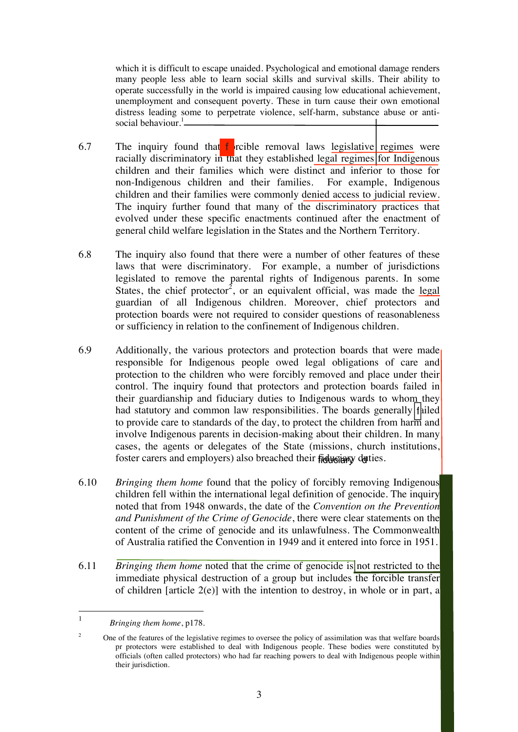which it is difficult to escape unaided. Psychological and emotional damage renders many people less able to learn social skills and survival skills. Their ability to operate successfully in the world is impaired causing low educational achievement, unemployment and consequent poverty. These in turn cause their own emotional distress leading some to perpetrate violence, self-harm, substance abuse or anti-social behaviour.[1]

6.7 The inquiry found that forcible removal laws legislative regimes were racially discriminatory in that they established legal regimes for Indigenous children and their families which were distinct and inferior to those for non-Indigenous children and their families. For example, Indigenous children and their families were commonly denied access to judicial review. The inquiry further found that many of the discriminatory practices that evolved under these specific enactments continued after the enactment of general child welfare legislation in the States and the Northern Territory.

6.8 The inquiry also found that there were a number of other features of these laws that were discriminatory. For example, a number of jurisdictions legislated to remove the parental rights of Indigenous parents. In some States, the chief protector[2], or an equivalent official, was made the legal guardian of all Indigenous children. Moreover, chief protectors and protection boards were not required to consider questions of reasonableness or sufficiency in relation to the confinement of Indigenous children.

6.9 Additionally, the various protectors and protection boards that were made responsible for Indigenous people owed legal obligations of care and protection to the children who were forcibly removed and place under their control. The inquiry found that protectors and protection boards failed in their guardianship and fiduciary duties to Indigenous wards to whom they had statutory and common law responsibilities. The boards generally failed to provide care to standards of the day, to protect the children from harm and involve Indigenous parents in decision-making about their children. In many cases, the agents or delegates of the State (missions, church institutions, foster carers and employers) also breached their fiduciary duties.

6.10 *Bringing them home* found that the policy of forcibly removing Indigenous children fell within the international legal definition of genocide. The inquiry noted that from 1948 onwards, the date of the *Convention on the Prevention and Punishment of the Crime of Genocide*, there were clear statements on the content of the crime of genocide and its unlawfulness. The Commonwealth of Australia ratified the Convention in 1949 and it entered into force in 1951.

6.11 *Bringing them home* noted that the crime of genocide is not restricted to the immediate physical destruction of a group but includes the forcible transfer of children [article 2(e)] with the intention to destroy, in whole or in part, a

---

[1] *Bringing them home*, p178.

[2] One of the features of the legislative regimes to oversee the policy of assimilation was that welfare boards pr protectors were established to deal with Indigenous people. These bodies were constituted by officials (often called protectors) who had far reaching powers to deal with Indigenous people within their jurisdiction.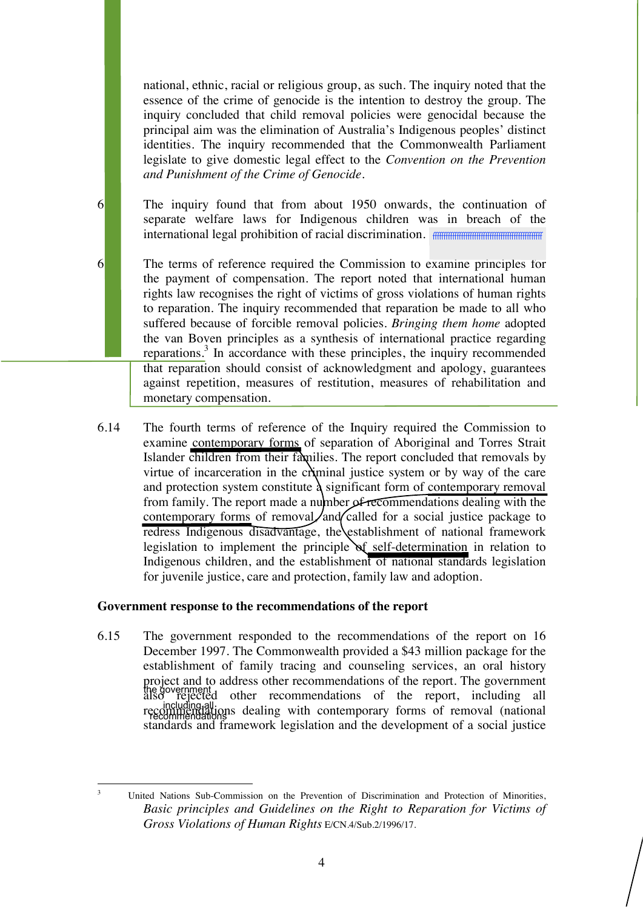national, ethnic, racial or religious group, as such. The inquiry noted that the essence of the crime of genocide is the intention to destroy the group. The inquiry concluded that child removal policies were genocidal because the principal aim was the elimination of Australia's Indigenous peoples' distinct identities. The inquiry recommended that the Commonwealth Parliament legislate to give domestic legal effect to the *Convention on the Prevention and Punishment of the Crime of Genocide*.

6 The inquiry found that from about 1950 onwards, the continuation of separate welfare laws for Indigenous children was in breach of the international legal prohibition of racial discrimination.

6 The terms of reference required the Commission to examine principles for the payment of compensation. The report noted that international human rights law recognises the right of victims of gross violations of human rights to reparation. The inquiry recommended that reparation be made to all who suffered because of forcible removal policies. *Bringing them home* adopted the van Boven principles as a synthesis of international practice regarding reparations.[3] In accordance with these principles, the inquiry recommended that reparation should consist of acknowledgment and apology, guarantees against repetition, measures of restitution, measures of rehabilitation and monetary compensation.

6.14 The fourth terms of reference of the Inquiry required the Commission to examine contemporary forms of separation of Aboriginal and Torres Strait Islander children from their families. The report concluded that removals by virtue of incarceration in the criminal justice system or by way of the care and protection system constitute a significant form of contemporary removal from family. The report made a number of recommendations dealing with the contemporary forms of removal, and called for a social justice package to redress Indigenous disadvantage, the establishment of national framework legislation to implement the principle of self-determination in relation to Indigenous children, and the establishment of national standards legislation for juvenile justice, care and protection, family law and adoption.

**Government response to the recommendations of the report**

6.15 The government responded to the recommendations of the report on 16 December 1997. The Commonwealth provided a $43 million package for the establishment of family tracing and counseling services, an oral history project and to address other recommendations of the report. The government also rejected other recommendations of the report, including all recommendations dealing with contemporary forms of removal (national standards and framework legislation and the development of a social justice

[3] United Nations Sub-Commission on the Prevention of Discrimination and Protection of Minorities, *Basic principles and Guidelines on the Right to Reparation for Victims of Gross Violations of Human Rights* E/CN.4/Sub.2/1996/17.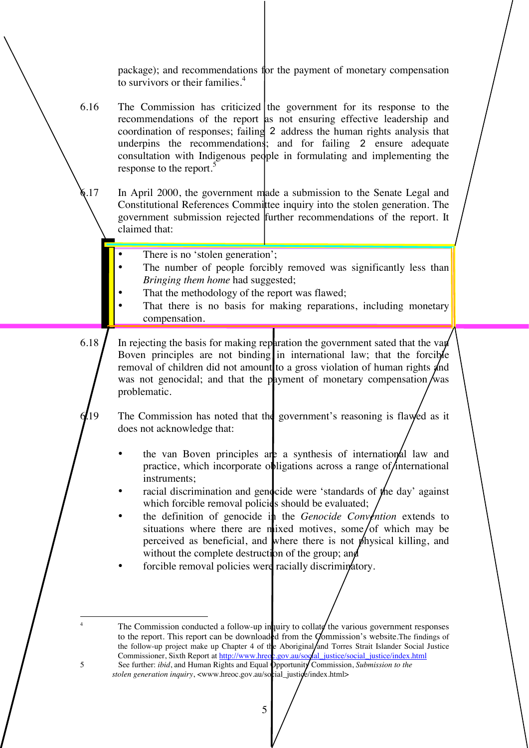package); and recommendations for the payment of monetary compensation to survivors or their families.[4]

6.16 The Commission has criticized the government for its response to the recommendations of the report as not ensuring effective leadership and coordination of responses; failing 2 address the human rights analysis that underpins the recommendations; and for failing 2 ensure adequate consultation with Indigenous people in formulating and implementing the response to the report.[5]

6.17 In April 2000, the government made a submission to the Senate Legal and Constitutional References Committee inquiry into the stolen generation. The government submission rejected further recommendations of the report. It claimed that:

- There is no 'stolen generation';
- The number of people forcibly removed was significantly less than *Bringing them home* had suggested;
- That the methodology of the report was flawed;
- That there is no basis for making reparations, including monetary compensation.

6.18 In rejecting the basis for making reparation the government sated that the van Boven principles are not binding in international law; that the forcible removal of children did not amount to a gross violation of human rights and was not genocidal; and that the payment of monetary compensation was problematic.

6.19 The Commission has noted that the government's reasoning is flawed as it does not acknowledge that:

- the van Boven principles are a synthesis of international law and practice, which incorporate obligations across a range of international instruments;
- racial discrimination and genocide were 'standards of the day' against which forcible removal policies should be evaluated;
- the definition of genocide in the *Genocide Convention* extends to situations where there are mixed motives, some of which may be perceived as beneficial, and where there is not physical killing, and without the complete destruction of the group; and
- forcible removal policies were racially discriminatory.

---

[4] The Commission conducted a follow-up inquiry to collate the various government responses to the report. This report can be downloaded from the Commission's website.The findings of the follow-up project make up Chapter 4 of the Aboriginal and Torres Strait Islander Social Justice Commissioner, Sixth Report at http://www.hreoc.gov.au/social_justice/social_justice/index.html

[5] See further: *ibid*, and Human Rights and Equal Opportunity Commission, *Submission to the stolen generation inquiry*, <www.hreoc.gov.au/social_justice/index.html>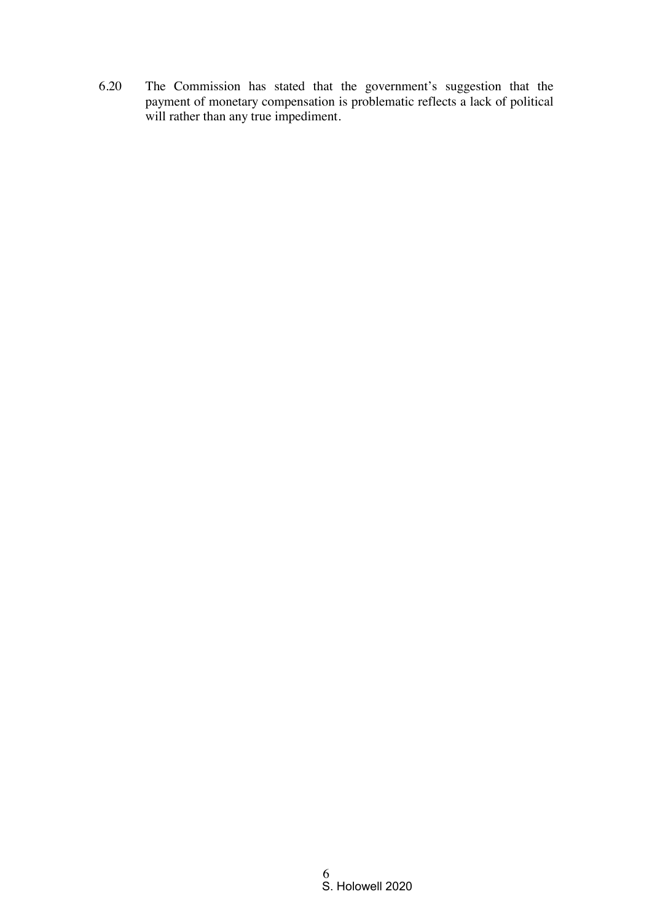6.20 The Commission has stated that the government's suggestion that the payment of monetary compensation is problematic reflects a lack of political will rather than any true impediment.